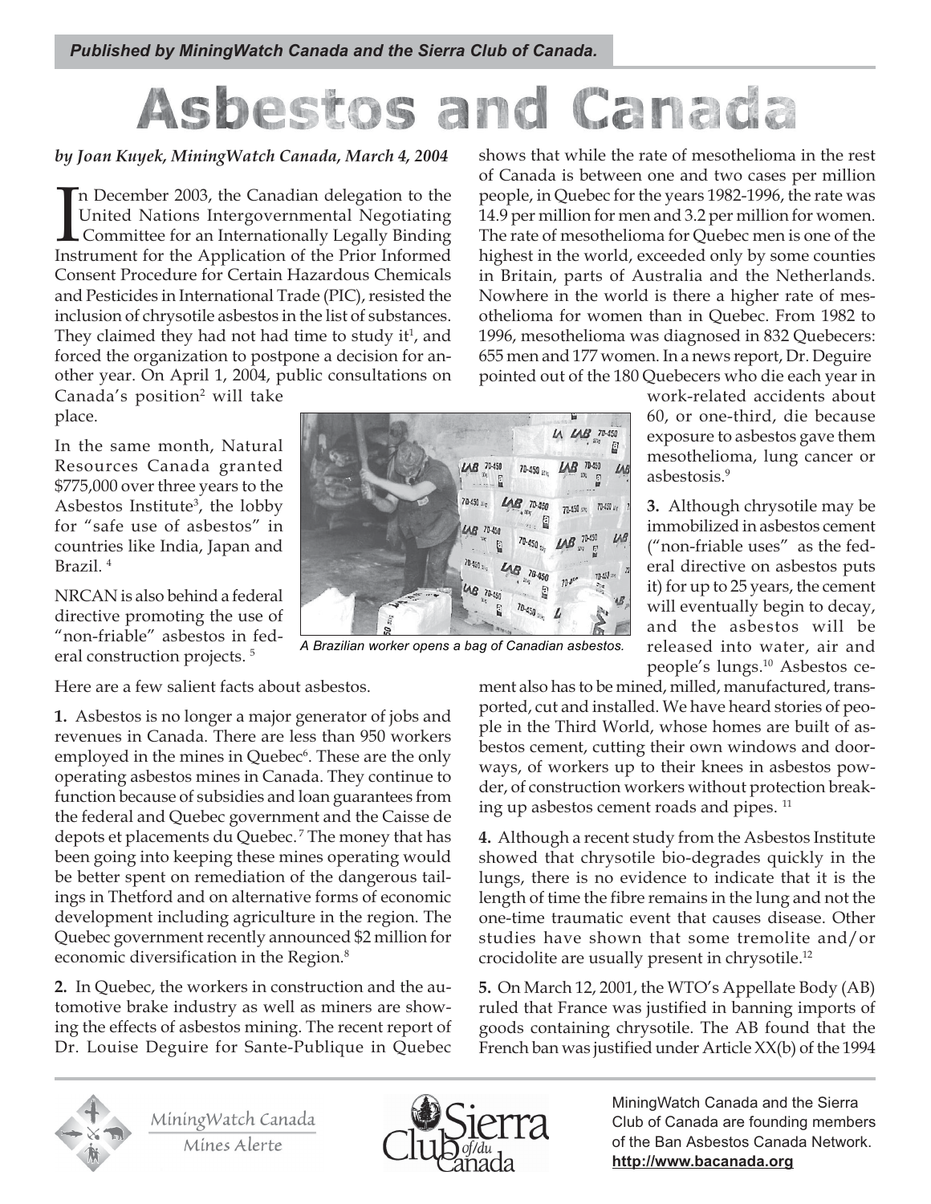*Published by MiningWatch Canada and the Sierra Club of Canada.*

# Asbestos and Canada

*by Joan Kuyek, MiningWatch Canada, March 4, 2004*

In December 2003, the Canadian delegation to the United Nations Intergovernmental Negotiating Committee for an Internationally Legally Binding Instrument for the Application of the Prior Informed Consent Procedure for Certain Hazardous Chemicals and Pesticides in International Trade (PIC), resisted the inclusion of chrysotile asbestos in the list of substances. They claimed they had not had time to study it[1], and forced the organization to postpone a decision for another year. On April 1, 2004, public consultations on Canada's position[2] will take place.

In the same month, Natural Resources Canada granted $775,000 over three years to the Asbestos Institute[3], the lobby for "safe use of asbestos" in countries like India, Japan and Brazil. [4]

NRCAN is also behind a federal directive promoting the use of "non-friable" asbestos in federal construction projects. [5]

A Brazilian worker opens a bag of Canadian asbestos.

Here are a few salient facts about asbestos.

**1.** Asbestos is no longer a major generator of jobs and revenues in Canada. There are less than 950 workers employed in the mines in Quebec[6]. These are the only operating asbestos mines in Canada. They continue to function because of subsidies and loan guarantees from the federal and Quebec government and the Caisse de depots et placements du Quebec.[7] The money that has been going into keeping these mines operating would be better spent on remediation of the dangerous tailings in Thetford and on alternative forms of economic development including agriculture in the region. The Quebec government recently announced $2 million for economic diversification in the Region.[8]

**2.** In Quebec, the workers in construction and the automotive brake industry as well as miners are showing the effects of asbestos mining. The recent report of Dr. Louise Deguire for Sante-Publique in Quebec shows that while the rate of mesothelioma in the rest of Canada is between one and two cases per million people, in Quebec for the years 1982-1996, the rate was 14.9 per million for men and 3.2 per million for women. The rate of mesothelioma for Quebec men is one of the highest in the world, exceeded only by some counties in Britain, parts of Australia and the Netherlands. Nowhere in the world is there a higher rate of mesothelioma for women than in Quebec. From 1982 to 1996, mesothelioma was diagnosed in 832 Quebecers: 655 men and 177 women. In a news report, Dr. Deguire pointed out of the 180 Quebecers who die each year in work-related accidents about 60, or one-third, die because exposure to asbestos gave them mesothelioma, lung cancer or asbestosis.[9]

**3.** Although chrysotile may be immobilized in asbestos cement ("non-friable uses" as the federal directive on asbestos puts it) for up to 25 years, the cement will eventually begin to decay, and the asbestos will be released into water, air and people's lungs.[10] Asbestos cement also has to be mined, milled, manufactured, transported, cut and installed. We have heard stories of people in the Third World, whose homes are built of asbestos cement, cutting their own windows and doorways, of workers up to their knees in asbestos powder, of construction workers without protection breaking up asbestos cement roads and pipes. [11]

**4.** Although a recent study from the Asbestos Institute showed that chrysotile bio-degrades quickly in the lungs, there is no evidence to indicate that it is the length of time the fibre remains in the lung and not the one-time traumatic event that causes disease. Other studies have shown that some tremolite and/or crocidolite are usually present in chrysotile.[12]

**5.** On March 12, 2001, the WTO's Appellate Body (AB) ruled that France was justified in banning imports of goods containing chrysotile. The AB found that the French ban was justified under Article XX(b) of the 1994

MiningWatch Canada and the Sierra Club of Canada are founding members of the Ban Asbestos Canada Network. **http://www.bacanada.org**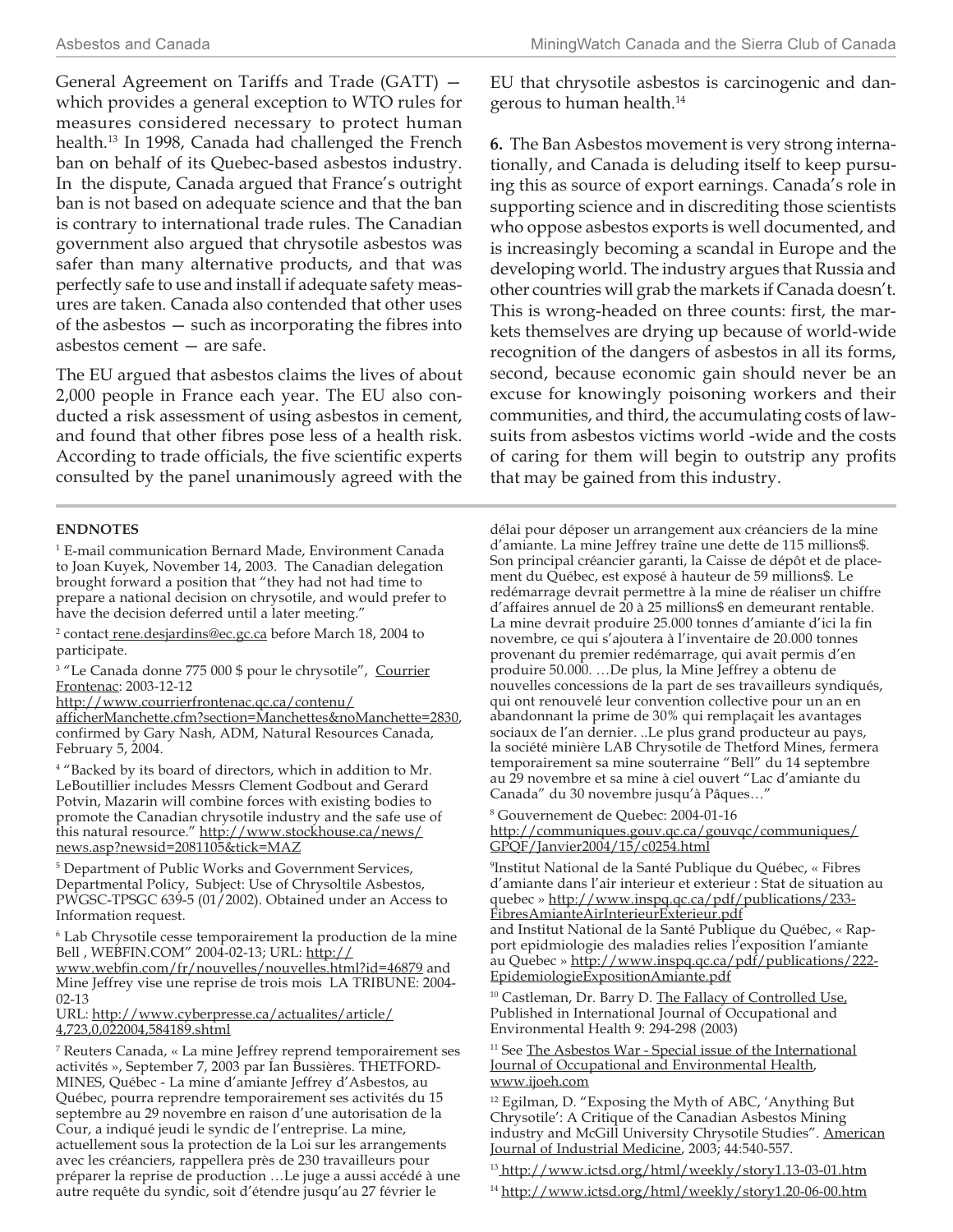General Agreement on Tariffs and Trade (GATT) — which provides a general exception to WTO rules for measures considered necessary to protect human health.[13] In 1998, Canada had challenged the French ban on behalf of its Quebec-based asbestos industry. In the dispute, Canada argued that France's outright ban is not based on adequate science and that the ban is contrary to international trade rules. The Canadian government also argued that chrysotile asbestos was safer than many alternative products, and that was perfectly safe to use and install if adequate safety measures are taken. Canada also contended that other uses of the asbestos — such as incorporating the fibres into asbestos cement — are safe.

The EU argued that asbestos claims the lives of about 2,000 people in France each year. The EU also conducted a risk assessment of using asbestos in cement, and found that other fibres pose less of a health risk. According to trade officials, the five scientific experts consulted by the panel unanimously agreed with the EU that chrysotile asbestos is carcinogenic and dangerous to human health.[14]

**6.** The Ban Asbestos movement is very strong internationally, and Canada is deluding itself to keep pursuing this as source of export earnings. Canada's role in supporting science and in discrediting those scientists who oppose asbestos exports is well documented, and is increasingly becoming a scandal in Europe and the developing world. The industry argues that Russia and other countries will grab the markets if Canada doesn't. This is wrong-headed on three counts: first, the markets themselves are drying up because of world-wide recognition of the dangers of asbestos in all its forms, second, because economic gain should never be an excuse for knowingly poisoning workers and their communities, and third, the accumulating costs of lawsuits from asbestos victims world -wide and the costs of caring for them will begin to outstrip any profits that may be gained from this industry.

## ENDNOTES

[1] E-mail communication Bernard Made, Environment Canada to Joan Kuyek, November 14, 2003. The Canadian delegation brought forward a position that "they had not had time to prepare a national decision on chrysotile, and would prefer to have the decision deferred until a later meeting."

[2] contact rene.desjardins@ec.gc.ca before March 18, 2004 to participate.

[3] "Le Canada donne 775 000 $ pour le chrysotile", Courrier Frontenac: 2003-12-12 http://www.courrierfrontenac.qc.ca/contenu/afficherManchette.cfm?section=Manchettes&noManchette=2830, confirmed by Gary Nash, ADM, Natural Resources Canada, February 5, 2004.

[4] "Backed by its board of directors, which in addition to Mr. LeBoutillier includes Messrs Clement Godbout and Gerard Potvin, Mazarin will combine forces with existing bodies to promote the Canadian chrysotile industry and the safe use of this natural resource." http://www.stockhouse.ca/news/news.asp?newsid=2081105&tick=MAZ

[5] Department of Public Works and Government Services, Departmental Policy, Subject: Use of Chrysoltile Asbestos, PWGSC-TPSGC 639-5 (01/2002). Obtained under an Access to Information request.

[6] Lab Chrysotile cesse temporairement la production de la mine Bell , WEBFIN.COM" 2004-02-13; URL: http://www.webfin.com/fr/nouvelles/nouvelles.html?id=46879 and Mine Jeffrey vise une reprise de trois mois LA TRIBUNE: 2004-02-13
URL: http://www.cyberpresse.ca/actualites/article/4,723,0,022004,584189.shtml

[7] Reuters Canada, « La mine Jeffrey reprend temporairement ses activités », September 7, 2003 par Ian Bussières. THETFORD-MINES, Québec - La mine d'amiante Jeffrey d'Asbestos, au Québec, pourra reprendre temporairement ses activités du 15 septembre au 29 novembre en raison d'une autorisation de la Cour, a indiqué jeudi le syndic de l'entreprise. La mine, actuellement sous la protection de la Loi sur les arrangements avec les créanciers, rappellera près de 230 travailleurs pour préparer la reprise de production …Le juge a aussi accédé à une autre requête du syndic, soit d'étendre jusqu'au 27 février le délai pour déposer un arrangement aux créanciers de la mine d'amiante. La mine Jeffrey traîne une dette de 115 millions$. Son principal créancier garanti, la Caisse de dépôt et de placement du Québec, est exposé à hauteur de 59 millions$. Le redémarrage devrait permettre à la mine de réaliser un chiffre d'affaires annuel de 20 à 25 millions$ en demeurant rentable. La mine devrait produire 25.000 tonnes d'amiante d'ici la fin novembre, ce qui s'ajoutera à l'inventaire de 20.000 tonnes provenant du premier redémarrage, qui avait permis d'en produire 50.000. …De plus, la Mine Jeffrey a obtenu de nouvelles concessions de la part de ses travailleurs syndiqués, qui ont renouvelé leur convention collective pour un an en abandonnant la prime de 30% qui remplaçait les avantages sociaux de l'an dernier. ..Le plus grand producteur au pays, la société minière LAB Chrysotile de Thetford Mines, fermera temporairement sa mine souterraine "Bell" du 14 septembre au 29 novembre et sa mine à ciel ouvert "Lac d'amiante du Canada" du 30 novembre jusqu'à Pâques…"

[8] Gouvernement de Quebec: 2004-01-16 http://communiques.gouv.qc.ca/gouvqc/communiques/GPQF/Janvier2004/15/c0254.html

[9] Institut National de la Santé Publique du Québec, « Fibres d'amiante dans l'air interieur et exterieur : Stat de situation au quebec » http://www.inspq.qc.ca/pdf/publications/233-FibresAmianteAirInterieurExterieur.pdf
and Institut National de la Santé Publique du Québec, « Rapport epidmiologie des maladies relies l'exposition l'amiante au Quebec » http://www.inspq.qc.ca/pdf/publications/222-EpidemiologieExpositionAmiante.pdf

[10] Castleman, Dr. Barry D. The Fallacy of Controlled Use, Published in International Journal of Occupational and Environmental Health 9: 294-298 (2003)

[11] See The Asbestos War - Special issue of the International Journal of Occupational and Environmental Health, www.ijoeh.com

[12] Egilman, D. "Exposing the Myth of ABC, 'Anything But Chrysotile': A Critique of the Canadian Asbestos Mining industry and McGill University Chrysotile Studies". American Journal of Industrial Medicine, 2003; 44:540-557.

[13] http://www.ictsd.org/html/weekly/story1.13-03-01.htm

[14] http://www.ictsd.org/html/weekly/story1.20-06-00.htm